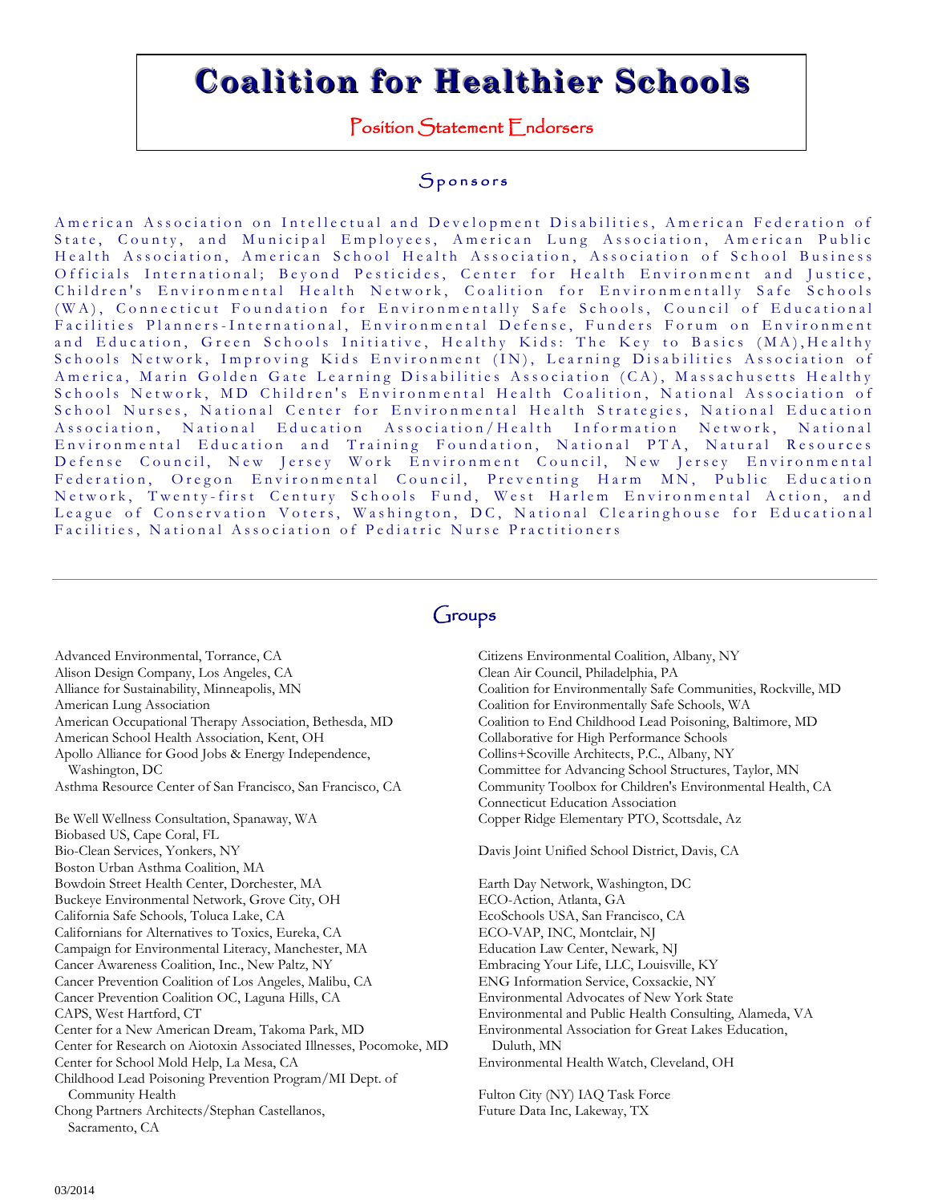# Coalition for Healthier Schools

## Position Statement Endorsers

### Sponsors

American Association on Intellectual and Development Disabilities, American Federation of State, County, and Municipal Employees, American Lung Association, American Public Health Association, American School Health Association, Association of School Business Officials International; Beyond Pesticides, Center for Health Environment and Justice, Children's Environmental Health Network, Coalition for Environmentally Safe Schools (WA), Connecticut Foundation for Environmentally Safe Schools, Council of Educational Facilities Planners-International, Environmental Defense, Funders Forum on Environment and Education, Green Schools Initiative, Healthy Kids: The Key to Basics (MA),Healthy Schools Network, Improving Kids Environment (IN), Learning Disabilities Association of America, Marin Golden Gate Learning Disabilities Association (CA), Massachusetts Healthy Schools Network, MD Children's Environmental Health Coalition, National Association of School Nurses, National Center for Environmental Health Strategies, National Education Association, National Education Association/Health Information Network, National Environmental Education and Training Foundation, National PTA, Natural Resources Defense Council, New Jersey Work Environment Council, New Jersey Environmental Federation, Oregon Environmental Council, Preventing Harm MN, Public Education Network, Twenty-first Century Schools Fund, West Harlem Environmental Action, and League of Conservation Voters, Washington, DC, National Clearinghouse for Educational Facilities, National Association of Pediatric Nurse Practitioners

---

### Groups

Advanced Environmental, Torrance, CA
Alison Design Company, Los Angeles, CA
Alliance for Sustainability, Minneapolis, MN
American Lung Association
American Occupational Therapy Association, Bethesda, MD
American School Health Association, Kent, OH
Apollo Alliance for Good Jobs & Energy Independence, Washington, DC
Asthma Resource Center of San Francisco, San Francisco, CA

Be Well Wellness Consultation, Spanaway, WA
Biobased US, Cape Coral, FL
Bio-Clean Services, Yonkers, NY
Boston Urban Asthma Coalition, MA
Bowdoin Street Health Center, Dorchester, MA
Buckeye Environmental Network, Grove City, OH
California Safe Schools, Toluca Lake, CA
Californians for Alternatives to Toxics, Eureka, CA
Campaign for Environmental Literacy, Manchester, MA
Cancer Awareness Coalition, Inc., New Paltz, NY
Cancer Prevention Coalition of Los Angeles, Malibu, CA
Cancer Prevention Coalition OC, Laguna Hills, CA
CAPS, West Hartford, CT
Center for a New American Dream, Takoma Park, MD
Center for Research on Aiotoxin Associated Illnesses, Pocomoke, MD
Center for School Mold Help, La Mesa, CA
Childhood Lead Poisoning Prevention Program/MI Dept. of Community Health
Chong Partners Architects/Stephan Castellanos, Sacramento, CA

Citizens Environmental Coalition, Albany, NY
Clean Air Council, Philadelphia, PA
Coalition for Environmentally Safe Communities, Rockville, MD
Coalition for Environmentally Safe Schools, WA
Coalition to End Childhood Lead Poisoning, Baltimore, MD
Collaborative for High Performance Schools
Collins+Scoville Architects, P.C., Albany, NY
Committee for Advancing School Structures, Taylor, MN
Community Toolbox for Children's Environmental Health, CA
Connecticut Education Association
Copper Ridge Elementary PTO, Scottsdale, Az

Davis Joint Unified School District, Davis, CA

Earth Day Network, Washington, DC
ECO-Action, Atlanta, GA
EcoSchools USA, San Francisco, CA
ECO-VAP, INC, Montclair, NJ
Education Law Center, Newark, NJ
Embracing Your Life, LLC, Louisville, KY
ENG Information Service, Coxsackie, NY
Environmental Advocates of New York State
Environmental and Public Health Consulting, Alameda, VA
Environmental Association for Great Lakes Education, Duluth, MN
Environmental Health Watch, Cleveland, OH

Fulton City (NY) IAQ Task Force
Future Data Inc, Lakeway, TX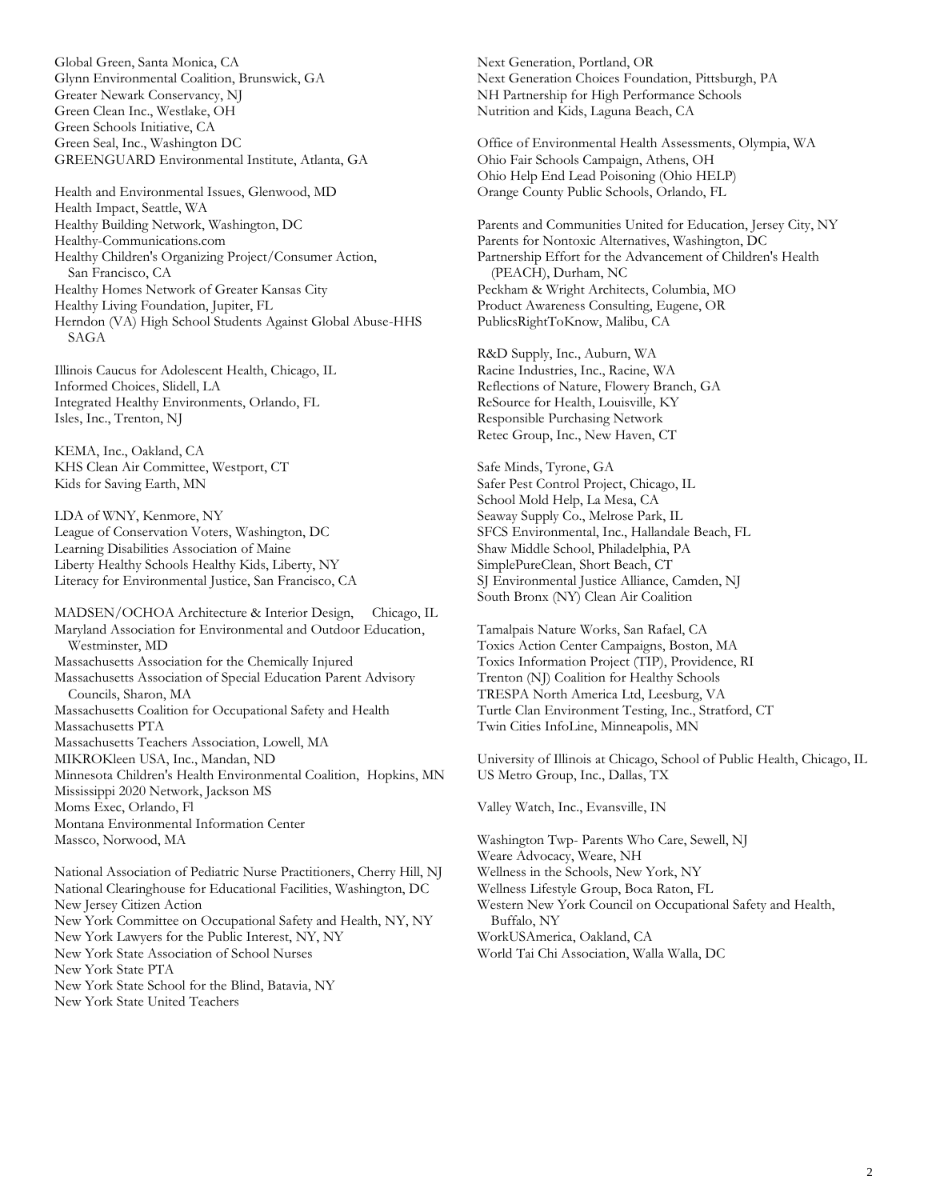Global Green, Santa Monica, CA
Glynn Environmental Coalition, Brunswick, GA
Greater Newark Conservancy, NJ
Green Clean Inc., Westlake, OH
Green Schools Initiative, CA
Green Seal, Inc., Washington DC
GREENGUARD Environmental Institute, Atlanta, GA

Health and Environmental Issues, Glenwood, MD
Health Impact, Seattle, WA
Healthy Building Network, Washington, DC
Healthy-Communications.com
Healthy Children's Organizing Project/Consumer Action, San Francisco, CA
Healthy Homes Network of Greater Kansas City
Healthy Living Foundation, Jupiter, FL
Herndon (VA) High School Students Against Global Abuse-HHS SAGA

Illinois Caucus for Adolescent Health, Chicago, IL
Informed Choices, Slidell, LA
Integrated Healthy Environments, Orlando, FL
Isles, Inc., Trenton, NJ

KEMA, Inc., Oakland, CA
KHS Clean Air Committee, Westport, CT
Kids for Saving Earth, MN

LDA of WNY, Kenmore, NY
League of Conservation Voters, Washington, DC
Learning Disabilities Association of Maine
Liberty Healthy Schools Healthy Kids, Liberty, NY
Literacy for Environmental Justice, San Francisco, CA

MADSEN/OCHOA Architecture & Interior Design, Chicago, IL
Maryland Association for Environmental and Outdoor Education, Westminster, MD
Massachusetts Association for the Chemically Injured
Massachusetts Association of Special Education Parent Advisory Councils, Sharon, MA
Massachusetts Coalition for Occupational Safety and Health
Massachusetts PTA
Massachusetts Teachers Association, Lowell, MA
MIKROKleen USA, Inc., Mandan, ND
Minnesota Children's Health Environmental Coalition, Hopkins, MN
Mississippi 2020 Network, Jackson MS
Moms Exec, Orlando, Fl
Montana Environmental Information Center
Massco, Norwood, MA

National Association of Pediatric Nurse Practitioners, Cherry Hill, NJ
National Clearinghouse for Educational Facilities, Washington, DC
New Jersey Citizen Action
New York Committee on Occupational Safety and Health, NY, NY
New York Lawyers for the Public Interest, NY, NY
New York State Association of School Nurses
New York State PTA
New York State School for the Blind, Batavia, NY
New York State United Teachers

Next Generation, Portland, OR
Next Generation Choices Foundation, Pittsburgh, PA
NH Partnership for High Performance Schools
Nutrition and Kids, Laguna Beach, CA

Office of Environmental Health Assessments, Olympia, WA
Ohio Fair Schools Campaign, Athens, OH
Ohio Help End Lead Poisoning (Ohio HELP)
Orange County Public Schools, Orlando, FL

Parents and Communities United for Education, Jersey City, NY
Parents for Nontoxic Alternatives, Washington, DC
Partnership Effort for the Advancement of Children's Health (PEACH), Durham, NC
Peckham & Wright Architects, Columbia, MO
Product Awareness Consulting, Eugene, OR
PublicsRightToKnow, Malibu, CA

R&D Supply, Inc., Auburn, WA
Racine Industries, Inc., Racine, WA
Reflections of Nature, Flowery Branch, GA
ReSource for Health, Louisville, KY
Responsible Purchasing Network
Retec Group, Inc., New Haven, CT

Safe Minds, Tyrone, GA
Safer Pest Control Project, Chicago, IL
School Mold Help, La Mesa, CA
Seaway Supply Co., Melrose Park, IL
SFCS Environmental, Inc., Hallandale Beach, FL
Shaw Middle School, Philadelphia, PA
SimplePureClean, Short Beach, CT
SJ Environmental Justice Alliance, Camden, NJ
South Bronx (NY) Clean Air Coalition

Tamalpais Nature Works, San Rafael, CA
Toxics Action Center Campaigns, Boston, MA
Toxics Information Project (TIP), Providence, RI
Trenton (NJ) Coalition for Healthy Schools
TRESPA North America Ltd, Leesburg, VA
Turtle Clan Environment Testing, Inc., Stratford, CT
Twin Cities InfoLine, Minneapolis, MN

University of Illinois at Chicago, School of Public Health, Chicago, IL
US Metro Group, Inc., Dallas, TX

Valley Watch, Inc., Evansville, IN

Washington Twp- Parents Who Care, Sewell, NJ
Weare Advocacy, Weare, NH
Wellness in the Schools, New York, NY
Wellness Lifestyle Group, Boca Raton, FL
Western New York Council on Occupational Safety and Health, Buffalo, NY
WorkUSAmerica, Oakland, CA
World Tai Chi Association, Walla Walla, DC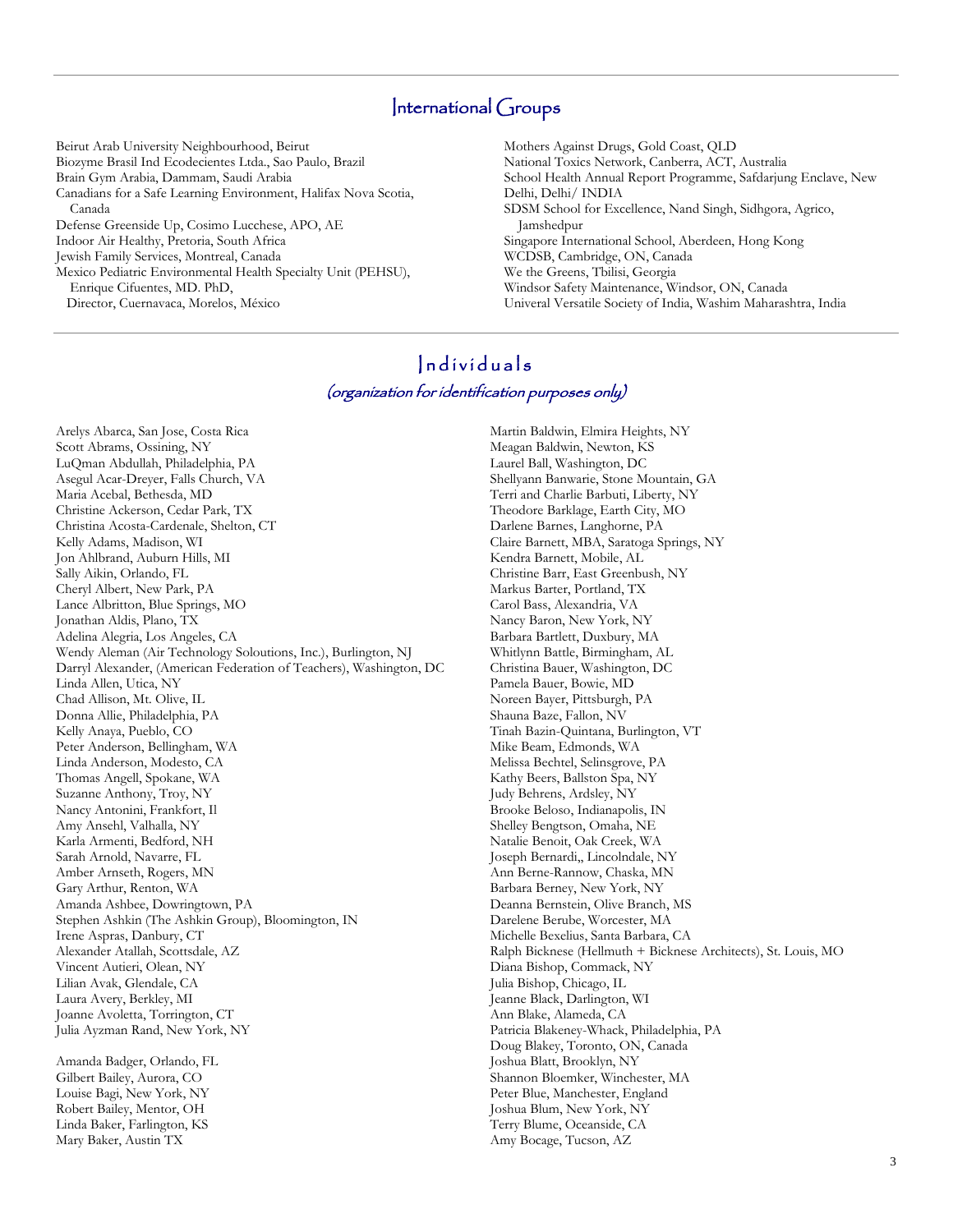## International Groups

Beirut Arab University Neighbourhood, Beirut
Biozyme Brasil Ind Ecodecientes Ltda., Sao Paulo, Brazil
Brain Gym Arabia, Dammam, Saudi Arabia
Canadians for a Safe Learning Environment, Halifax Nova Scotia, Canada
Defense Greenside Up, Cosimo Lucchese, APO, AE
Indoor Air Healthy, Pretoria, South Africa
Jewish Family Services, Montreal, Canada
Mexico Pediatric Environmental Health Specialty Unit (PEHSU), Enrique Cifuentes, MD. PhD, Director, Cuernavaca, Morelos, México
Mothers Against Drugs, Gold Coast, QLD
National Toxics Network, Canberra, ACT, Australia
School Health Annual Report Programme, Safdarjung Enclave, New Delhi, Delhi/ INDIA
SDSM School for Excellence, Nand Singh, Sidhgora, Agrico, Jamshedpur
Singapore International School, Aberdeen, Hong Kong
WCDSB, Cambridge, ON, Canada
We the Greens, Tbilisi, Georgia
Windsor Safety Maintenance, Windsor, ON, Canada
Univeral Versatile Society of India, Washim Maharashtra, India

## Individuals

*(organization for identification purposes only)*

Arelys Abarca, San Jose, Costa Rica
Scott Abrams, Ossining, NY
LuQman Abdullah, Philadelphia, PA
Asegul Acar-Dreyer, Falls Church, VA
Maria Acebal, Bethesda, MD
Christine Ackerson, Cedar Park, TX
Christina Acosta-Cardenale, Shelton, CT
Kelly Adams, Madison, WI
Jon Ahlbrand, Auburn Hills, MI
Sally Aikin, Orlando, FL
Cheryl Albert, New Park, PA
Lance Albritton, Blue Springs, MO
Jonathan Aldis, Plano, TX
Adelina Alegria, Los Angeles, CA
Wendy Aleman (Air Technology Soloutions, Inc.), Burlington, NJ
Darryl Alexander, (American Federation of Teachers), Washington, DC
Linda Allen, Utica, NY
Chad Allison, Mt. Olive, IL
Donna Allie, Philadelphia, PA
Kelly Anaya, Pueblo, CO
Peter Anderson, Bellingham, WA
Linda Anderson, Modesto, CA
Thomas Angell, Spokane, WA
Suzanne Anthony, Troy, NY
Nancy Antonini, Frankfort, Il
Amy Ansehl, Valhalla, NY
Karla Armenti, Bedford, NH
Sarah Arnold, Navarre, FL
Amber Arnseth, Rogers, MN
Gary Arthur, Renton, WA
Amanda Ashbee, Dowringtown, PA
Stephen Ashkin (The Ashkin Group), Bloomington, IN
Irene Aspras, Danbury, CT
Alexander Atallah, Scottsdale, AZ
Vincent Autieri, Olean, NY
Lilian Avak, Glendale, CA
Laura Avery, Berkley, MI
Joanne Avoletta, Torrington, CT
Julia Ayzman Rand, New York, NY

Amanda Badger, Orlando, FL
Gilbert Bailey, Aurora, CO
Louise Bagi, New York, NY
Robert Bailey, Mentor, OH
Linda Baker, Farlington, KS
Mary Baker, Austin TX
Martin Baldwin, Elmira Heights, NY
Meagan Baldwin, Newton, KS
Laurel Ball, Washington, DC
Shellyann Banwarie, Stone Mountain, GA
Terri and Charlie Barbuti, Liberty, NY
Theodore Barklage, Earth City, MO
Darlene Barnes, Langhorne, PA
Claire Barnett, MBA, Saratoga Springs, NY
Kendra Barnett, Mobile, AL
Christine Barr, East Greenbush, NY
Markus Barter, Portland, TX
Carol Bass, Alexandria, VA
Nancy Baron, New York, NY
Barbara Bartlett, Duxbury, MA
Whitlynn Battle, Birmingham, AL
Christina Bauer, Washington, DC
Pamela Bauer, Bowie, MD
Noreen Bayer, Pittsburgh, PA
Shauna Baze, Fallon, NV
Tinah Bazin-Quintana, Burlington, VT
Mike Beam, Edmonds, WA
Melissa Bechtel, Selinsgrove, PA
Kathy Beers, Ballston Spa, NY
Judy Behrens, Ardsley, NY
Brooke Beloso, Indianapolis, IN
Shelley Bengtson, Omaha, NE
Natalie Benoit, Oak Creek, WA
Joseph Bernardi,, Lincolndale, NY
Ann Berne-Rannow, Chaska, MN
Barbara Berney, New York, NY
Deanna Bernstein, Olive Branch, MS
Darelene Berube, Worcester, MA
Michelle Bexelius, Santa Barbara, CA
Ralph Bicknese (Hellmuth + Bicknese Architects), St. Louis, MO
Diana Bishop, Commack, NY
Julia Bishop, Chicago, IL
Jeanne Black, Darlington, WI
Ann Blake, Alameda, CA
Patricia Blakeney-Whack, Philadelphia, PA
Doug Blakey, Toronto, ON, Canada
Joshua Blatt, Brooklyn, NY
Shannon Bloemker, Winchester, MA
Peter Blue, Manchester, England
Joshua Blum, New York, NY
Terry Blume, Oceanside, CA
Amy Bocage, Tucson, AZ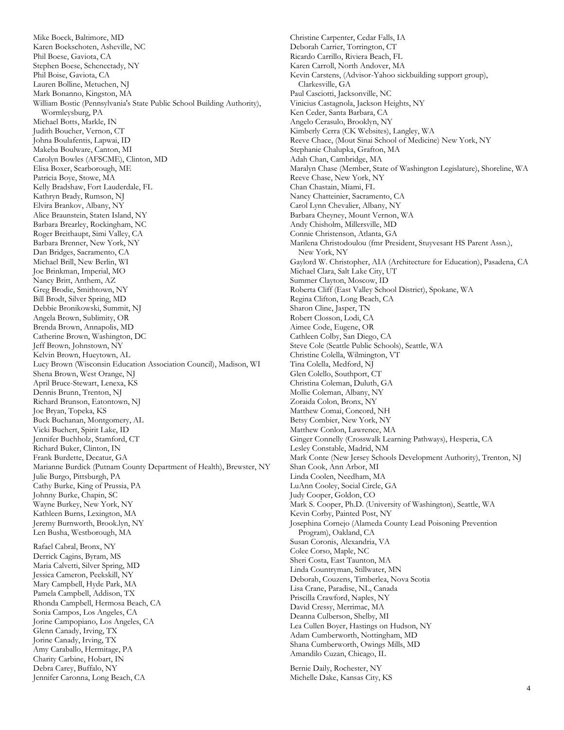Mike Boeck, Baltimore, MD
Karen Boekschoten, Asheville, NC
Phil Boese, Gaviota, CA
Stephen Boese, Schenectady, NY
Phil Boise, Gaviota, CA
Lauren Bolline, Metuchen, NJ
Mark Bonanno, Kingston, MA
William Bostic (Pennsylvania's State Public School Building Authority), Wormleysburg, PA
Michael Botts, Markle, IN
Judith Boucher, Vernon, CT
Johna Boulafentis, Lapwai, ID
Makeba Boulware, Canton, MI
Carolyn Bowles (AFSCME), Clinton, MD
Elisa Boxer, Scarborough, ME
Patricia Boye, Stowe, MA
Kelly Bradshaw, Fort Lauderdale, FL
Kathryn Brady, Rumson, NJ
Elvira Brankov, Albany, NY
Alice Braunstein, Staten Island, NY
Barbara Brearley, Rockingham, NC
Roger Breithaupt, Simi Valley, CA
Barbara Brenner, New York, NY
Dan Bridges, Sacramento, CA
Michael Brill, New Berlin, WI
Joe Brinkman, Imperial, MO
Nancy Britt, Anthem, AZ
Greg Brodie, Smithtown, NY
Bill Brodt, Silver Spring, MD
Debbie Bronikowski, Summit, NJ
Angela Brown, Sublimity, OR
Brenda Brown, Annapolis, MD
Catherine Brown, Washington, DC
Jeff Brown, Johnstown, NY
Kelvin Brown, Hueytown, AL
Lucy Brown (Wisconsin Education Association Council), Madison, WI
Shena Brown, West Orange, NJ
April Bruce-Stewart, Lenexa, KS
Dennis Brunn, Trenton, NJ
Richard Brunson, Eatontown, NJ
Joe Bryan, Topeka, KS
Buck Buchanan, Montgomery, AL
Vicki Buchert, Spirit Lake, ID
Jennifer Buchholz, Stamford, CT
Richard Buker, Clinton, IN
Frank Burdette, Decatur, GA
Marianne Burdick (Putnam County Department of Health), Brewster, NY
Julie Burgo, Pittsburgh, PA
Cathy Burke, King of Prussia, PA
Johnny Burke, Chapin, SC
Wayne Burkey, New York, NY
Kathleen Burns, Lexington, MA
Jeremy Burnworth, Brook.lyn, NY
Len Busha, Westborough, MA

Rafael Cabral, Bronx, NY
Derrick Cagins, Byram, MS
Maria Calvetti, Silver Spring, MD
Jessica Cameron, Peekskill, NY
Mary Campbell, Hyde Park, MA
Pamela Campbell, Addison, TX
Rhonda Campbell, Hermosa Beach, CA
Sonia Campos, Los Angeles, CA
Jorine Campopiano, Los Angeles, CA
Glenn Canady, Irving, TX
Jorine Canady, Irving, TX
Amy Caraballo, Hermitage, PA
Charity Carbine, Hobart, IN
Debra Carey, Buffalo, NY
Jennifer Caronna, Long Beach, CA
Christine Carpenter, Cedar Falls, IA
Deborah Carrier, Torrington, CT
Ricardo Carrillo, Riviera Beach, FL
Karen Carroll, North Andover, MA
Kevin Carstens, (Advisor-Yahoo sickbuilding support group), Clarkesville, GA
Paul Casciotti, Jacksonville, NC
Vinicius Castagnola, Jackson Heights, NY
Ken Ceder, Santa Barbara, CA
Angelo Cerasulo, Brooklyn, NY
Kimberly Cerra (CK Websites), Langley, WA
Reeve Chace, (Mout Sinai School of Medicine) New York, NY
Stephanie Chalupka, Grafton, MA
Adah Chan, Cambridge, MA
Maralyn Chase (Member, State of Washington Legislature), Shoreline, WA
Reeve Chase, New York, NY
Chan Chastain, Miami, FL
Nancy Chatteinier, Sacramento, CA
Carol Lynn Chevalier, Albany, NY
Barbara Cheyney, Mount Vernon, WA
Andy Chisholm, Millersville, MD
Connie Christenson, Atlanta, GA
Marilena Christodoulou (fmr President, Stuyvesant HS Parent Assn.), New York, NY
Gaylord W. Christopher, AIA (Architecture for Education), Pasadena, CA
Michael Clara, Salt Lake City, UT
Summer Clayton, Moscow, ID
Roberta Cliff (East Valley School District), Spokane, WA
Regina Clifton, Long Beach, CA
Sharon Cline, Jasper, TN
Robert Closson, Lodi, CA
Aimee Code, Eugene, OR
Cathleen Colby, San Diego, CA
Steve Cole (Seattle Public Schools), Seattle, WA
Christine Colella, Wilmington, VT
Tina Colella, Medford, NJ
Glen Colello, Southport, CT
Christina Coleman, Duluth, GA
Mollie Coleman, Albany, NY
Zoraida Colon, Bronx, NY
Matthew Comai, Concord, NH
Betsy Combier, New York, NY
Matthew Conlon, Lawrence, MA
Ginger Connelly (Crosswalk Learning Pathways), Hesperia, CA
Lesley Constable, Madrid, NM
Mark Conte (New Jersey Schools Development Authority), Trenton, NJ
Shan Cook, Ann Arbor, MI
Linda Coolen, Needham, MA
LuAnn Cooley, Social Circle, GA
Judy Cooper, Goldon, CO
Mark S. Cooper, Ph.D. (University of Washington), Seattle, WA
Kevin Corby, Painted Post, NY
Josephina Cornejo (Alameda County Lead Poisoning Prevention Program), Oakland, CA
Susan Coronis, Alexandria, VA
Colee Corso, Maple, NC
Sheri Costa, East Taunton, MA
Linda Countryman, Stillwater, MN
Deborah, Couzens, Timberlea, Nova Scotia
Lisa Crane, Paradise, NL, Canada
Priscilla Crawford, Naples, NY
David Cressy, Merrimac, MA
Deanna Culberson, Shelby, MI
Lea Cullen Boyer, Hastings on Hudson, NY
Adam Cumberworth, Nottingham, MD
Shana Cumberworth, Owings Mills, MD
Amandilo Cuzan, Chicago, IL

Bernie Daily, Rochester, NY
Michelle Dake, Kansas City, KS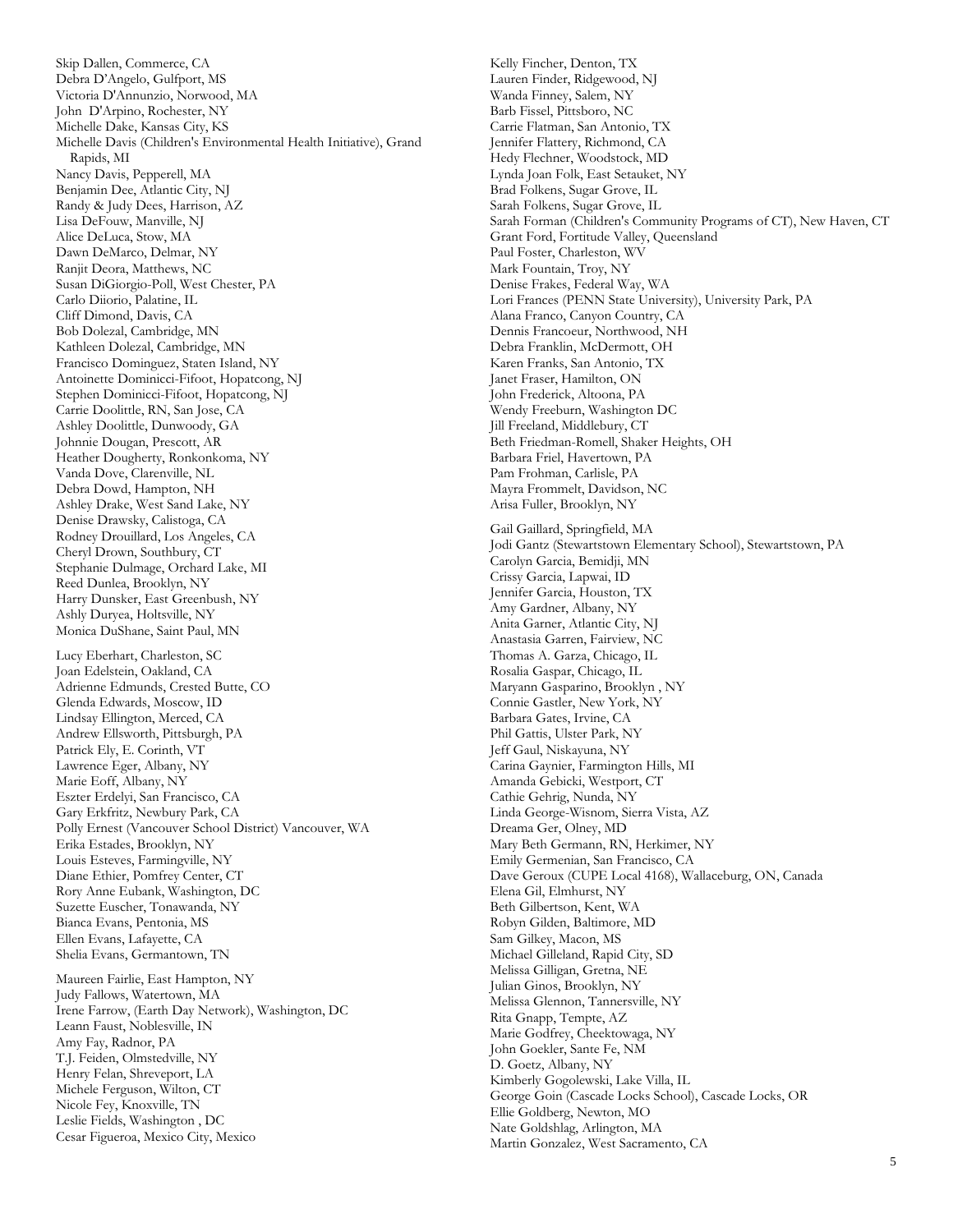Skip Dallen, Commerce, CA
Debra D'Angelo, Gulfport, MS
Victoria D'Annunzio, Norwood, MA
John D'Arpino, Rochester, NY
Michelle Dake, Kansas City, KS
Michelle Davis (Children's Environmental Health Initiative), Grand Rapids, MI
Nancy Davis, Pepperell, MA
Benjamin Dee, Atlantic City, NJ
Randy & Judy Dees, Harrison, AZ
Lisa DeFouw, Manville, NJ
Alice DeLuca, Stow, MA
Dawn DeMarco, Delmar, NY
Ranjit Deora, Matthews, NC
Susan DiGiorgio-Poll, West Chester, PA
Carlo Diiorio, Palatine, IL
Cliff Dimond, Davis, CA
Bob Dolezal, Cambridge, MN
Kathleen Dolezal, Cambridge, MN
Francisco Dominguez, Staten Island, NY
Antoinette Dominicci-Fifoot, Hopatcong, NJ
Stephen Dominicci-Fifoot, Hopatcong, NJ
Carrie Doolittle, RN, San Jose, CA
Ashley Doolittle, Dunwoody, GA
Johnnie Dougan, Prescott, AR
Heather Dougherty, Ronkonkoma, NY
Vanda Dove, Clarenville, NL
Debra Dowd, Hampton, NH
Ashley Drake, West Sand Lake, NY
Denise Drawsky, Calistoga, CA
Rodney Drouillard, Los Angeles, CA
Cheryl Drown, Southbury, CT
Stephanie Dulmage, Orchard Lake, MI
Reed Dunlea, Brooklyn, NY
Harry Dunsker, East Greenbush, NY
Ashly Duryea, Holtsville, NY
Monica DuShane, Saint Paul, MN

Lucy Eberhart, Charleston, SC
Joan Edelstein, Oakland, CA
Adrienne Edmunds, Crested Butte, CO
Glenda Edwards, Moscow, ID
Lindsay Ellington, Merced, CA
Andrew Ellsworth, Pittsburgh, PA
Patrick Ely, E. Corinth, VT
Lawrence Eger, Albany, NY
Marie Eoff, Albany, NY
Eszter Erdelyi, San Francisco, CA
Gary Erkfritz, Newbury Park, CA
Polly Ernest (Vancouver School District) Vancouver, WA
Erika Estades, Brooklyn, NY
Louis Esteves, Farmingville, NY
Diane Ethier, Pomfrey Center, CT
Rory Anne Eubank, Washington, DC
Suzette Euscher, Tonawanda, NY
Bianca Evans, Pentonia, MS
Ellen Evans, Lafayette, CA
Shelia Evans, Germantown, TN

Maureen Fairlie, East Hampton, NY
Judy Fallows, Watertown, MA
Irene Farrow, (Earth Day Network), Washington, DC
Leann Faust, Noblesville, IN
Amy Fay, Radnor, PA
T.J. Feiden, Olmstedville, NY
Henry Felan, Shreveport, LA
Michele Ferguson, Wilton, CT
Nicole Fey, Knoxville, TN
Leslie Fields, Washington , DC
Cesar Figueroa, Mexico City, Mexico
Kelly Fincher, Denton, TX
Lauren Finder, Ridgewood, NJ
Wanda Finney, Salem, NY
Barb Fissel, Pittsboro, NC
Carrie Flatman, San Antonio, TX
Jennifer Flattery, Richmond, CA
Hedy Flechner, Woodstock, MD
Lynda Joan Folk, East Setauket, NY
Brad Folkens, Sugar Grove, IL
Sarah Folkens, Sugar Grove, IL
Sarah Forman (Children's Community Programs of CT), New Haven, CT
Grant Ford, Fortitude Valley, Queensland
Paul Foster, Charleston, WV
Mark Fountain, Troy, NY
Denise Frakes, Federal Way, WA
Lori Frances (PENN State University), University Park, PA
Alana Franco, Canyon Country, CA
Dennis Francoeur, Northwood, NH
Debra Franklin, McDermott, OH
Karen Franks, San Antonio, TX
Janet Fraser, Hamilton, ON
John Frederick, Altoona, PA
Wendy Freeburn, Washington DC
Jill Freeland, Middlebury, CT
Beth Friedman-Romell, Shaker Heights, OH
Barbara Friel, Havertown, PA
Pam Frohman, Carlisle, PA
Mayra Frommelt, Davidson, NC
Arisa Fuller, Brooklyn, NY

Gail Gaillard, Springfield, MA
Jodi Gantz (Stewartstown Elementary School), Stewartstown, PA
Carolyn Garcia, Bemidji, MN
Crissy Garcia, Lapwai, ID
Jennifer Garcia, Houston, TX
Amy Gardner, Albany, NY
Anita Garner, Atlantic City, NJ
Anastasia Garren, Fairview, NC
Thomas A. Garza, Chicago, IL
Rosalia Gaspar, Chicago, IL
Maryann Gasparino, Brooklyn , NY
Connie Gastler, New York, NY
Barbara Gates, Irvine, CA
Phil Gattis, Ulster Park, NY
Jeff Gaul, Niskayuna, NY
Carina Gaynier, Farmington Hills, MI
Amanda Gebicki, Westport, CT
Cathie Gehrig, Nunda, NY
Linda George-Wisnom, Sierra Vista, AZ
Dreama Ger, Olney, MD
Mary Beth Germann, RN, Herkimer, NY
Emily Germenian, San Francisco, CA
Dave Geroux (CUPE Local 4168), Wallaceburg, ON, Canada
Elena Gil, Elmhurst, NY
Beth Gilbertson, Kent, WA
Robyn Gilden, Baltimore, MD
Sam Gilkey, Macon, MS
Michael Gilleland, Rapid City, SD
Melissa Gilligan, Gretna, NE
Julian Ginos, Brooklyn, NY
Melissa Glennon, Tannersville, NY
Rita Gnapp, Tempte, AZ
Marie Godfrey, Cheektowaga, NY
John Goekler, Sante Fe, NM
D. Goetz, Albany, NY
Kimberly Gogolewski, Lake Villa, IL
George Goin (Cascade Locks School), Cascade Locks, OR
Ellie Goldberg, Newton, MO
Nate Goldshlag, Arlington, MA
Martin Gonzalez, West Sacramento, CA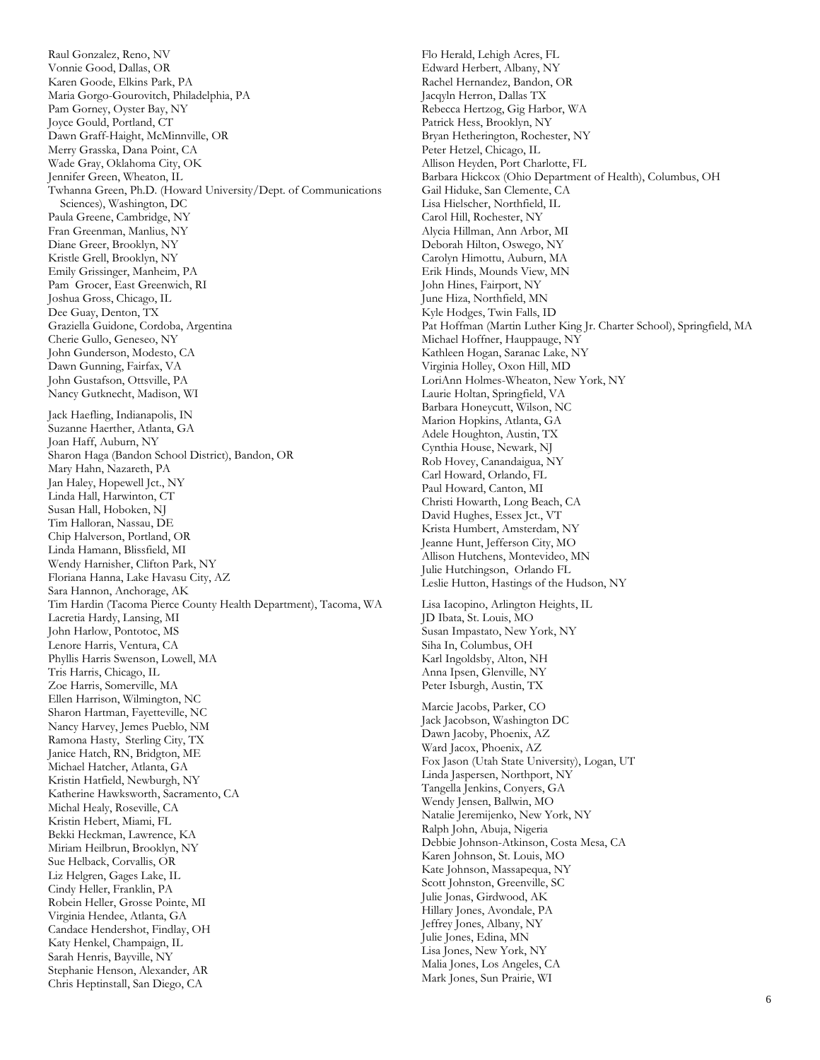Raul Gonzalez, Reno, NV
Vonnie Good, Dallas, OR
Karen Goode, Elkins Park, PA
Maria Gorgo-Gourovitch, Philadelphia, PA
Pam Gorney, Oyster Bay, NY
Joyce Gould, Portland, CT
Dawn Graff-Haight, McMinnville, OR
Merry Grasska, Dana Point, CA
Wade Gray, Oklahoma City, OK
Jennifer Green, Wheaton, IL
Twhanna Green, Ph.D. (Howard University/Dept. of Communications Sciences), Washington, DC
Paula Greene, Cambridge, NY
Fran Greenman, Manlius, NY
Diane Greer, Brooklyn, NY
Kristle Grell, Brooklyn, NY
Emily Grissinger, Manheim, PA
Pam Grocer, East Greenwich, RI
Joshua Gross, Chicago, IL
Dee Guay, Denton, TX
Graziella Guidone, Cordoba, Argentina
Cherie Gullo, Geneseo, NY
John Gunderson, Modesto, CA
Dawn Gunning, Fairfax, VA
John Gustafson, Ottsville, PA
Nancy Gutknecht, Madison, WI

Jack Haefling, Indianapolis, IN
Suzanne Haerther, Atlanta, GA
Joan Haff, Auburn, NY
Sharon Haga (Bandon School District), Bandon, OR
Mary Hahn, Nazareth, PA
Jan Haley, Hopewell Jct., NY
Linda Hall, Harwinton, CT
Susan Hall, Hoboken, NJ
Tim Halloran, Nassau, DE
Chip Halverson, Portland, OR
Linda Hamann, Blissfield, MI
Wendy Harnisher, Clifton Park, NY
Floriana Hanna, Lake Havasu City, AZ
Sara Hannon, Anchorage, AK
Tim Hardin (Tacoma Pierce County Health Department), Tacoma, WA
Lacretia Hardy, Lansing, MI
John Harlow, Pontotoc, MS
Lenore Harris, Ventura, CA
Phyllis Harris Swenson, Lowell, MA
Tris Harris, Chicago, IL
Zoe Harris, Somerville, MA
Ellen Harrison, Wilmington, NC
Sharon Hartman, Fayetteville, NC
Nancy Harvey, Jemes Pueblo, NM
Ramona Hasty, Sterling City, TX
Janice Hatch, RN, Bridgton, ME
Michael Hatcher, Atlanta, GA
Kristin Hatfield, Newburgh, NY
Katherine Hawksworth, Sacramento, CA
Michal Healy, Roseville, CA
Kristin Hebert, Miami, FL
Bekki Heckman, Lawrence, KA
Miriam Heilbrun, Brooklyn, NY
Sue Helback, Corvallis, OR
Liz Helgren, Gages Lake, IL
Cindy Heller, Franklin, PA
Robein Heller, Grosse Pointe, MI
Virginia Hendee, Atlanta, GA
Candace Hendershot, Findlay, OH
Katy Henkel, Champaign, IL
Sarah Henris, Bayville, NY
Stephanie Henson, Alexander, AR
Chris Heptinstall, San Diego, CA
Flo Herald, Lehigh Acres, FL
Edward Herbert, Albany, NY
Rachel Hernandez, Bandon, OR
Jacqyln Herron, Dallas TX
Rebecca Hertzog, Gig Harbor, WA
Patrick Hess, Brooklyn, NY
Bryan Hetherington, Rochester, NY
Peter Hetzel, Chicago, IL
Allison Heyden, Port Charlotte, FL
Barbara Hickcox (Ohio Department of Health), Columbus, OH
Gail Hiduke, San Clemente, CA
Lisa Hielscher, Northfield, IL
Carol Hill, Rochester, NY
Alycia Hillman, Ann Arbor, MI
Deborah Hilton, Oswego, NY
Carolyn Himottu, Auburn, MA
Erik Hinds, Mounds View, MN
John Hines, Fairport, NY
June Hiza, Northfield, MN
Kyle Hodges, Twin Falls, ID
Pat Hoffman (Martin Luther King Jr. Charter School), Springfield, MA
Michael Hoffner, Hauppauge, NY
Kathleen Hogan, Saranac Lake, NY
Virginia Holley, Oxon Hill, MD
LoriAnn Holmes-Wheaton, New York, NY
Laurie Holtan, Springfield, VA
Barbara Honeycutt, Wilson, NC
Marion Hopkins, Atlanta, GA
Adele Houghton, Austin, TX
Cynthia House, Newark, NJ
Rob Hovey, Canandaigua, NY
Carl Howard, Orlando, FL
Paul Howard, Canton, MI
Christi Howarth, Long Beach, CA
David Hughes, Essex Jct., VT
Krista Humbert, Amsterdam, NY
Jeanne Hunt, Jefferson City, MO
Allison Hutchens, Montevideo, MN
Julie Hutchingson, Orlando FL
Leslie Hutton, Hastings of the Hudson, NY

Lisa Iacopino, Arlington Heights, IL
JD Ibata, St. Louis, MO
Susan Impastato, New York, NY
Siha In, Columbus, OH
Karl Ingoldsby, Alton, NH
Anna Ipsen, Glenville, NY
Peter Isburgh, Austin, TX

Marcie Jacobs, Parker, CO
Jack Jacobson, Washington DC
Dawn Jacoby, Phoenix, AZ
Ward Jacox, Phoenix, AZ
Fox Jason (Utah State University), Logan, UT
Linda Jaspersen, Northport, NY
Tangella Jenkins, Conyers, GA
Wendy Jensen, Ballwin, MO
Natalie Jeremijenko, New York, NY
Ralph John, Abuja, Nigeria
Debbie Johnson-Atkinson, Costa Mesa, CA
Karen Johnson, St. Louis, MO
Kate Johnson, Massapequa, NY
Scott Johnston, Greenville, SC
Julie Jonas, Girdwood, AK
Hillary Jones, Avondale, PA
Jeffrey Jones, Albany, NY
Julie Jones, Edina, MN
Lisa Jones, New York, NY
Malia Jones, Los Angeles, CA
Mark Jones, Sun Prairie, WI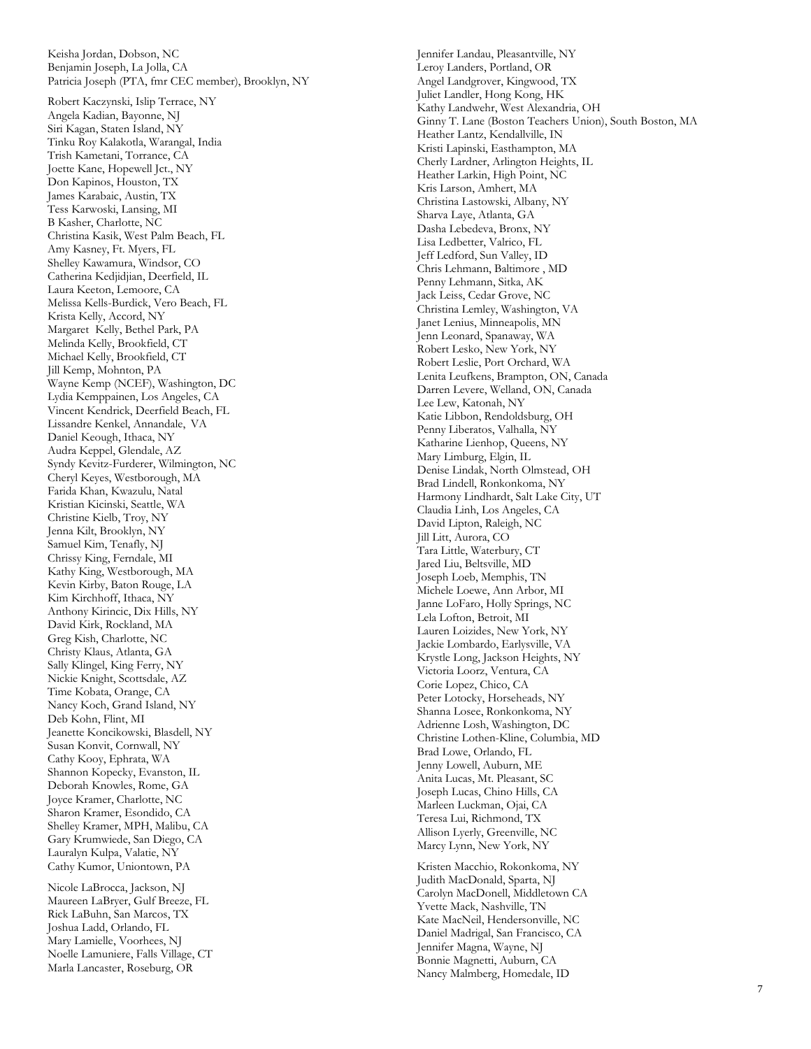Keisha Jordan, Dobson, NC
Benjamin Joseph, La Jolla, CA
Patricia Joseph (PTA, fmr CEC member), Brooklyn, NY

Robert Kaczynski, Islip Terrace, NY
Angela Kadian, Bayonne, NJ
Siri Kagan, Staten Island, NY
Tinku Roy Kalakotla, Warangal, India
Trish Kametani, Torrance, CA
Joette Kane, Hopewell Jct., NY
Don Kapinos, Houston, TX
James Karabaic, Austin, TX
Tess Karwoski, Lansing, MI
B Kasher, Charlotte, NC
Christina Kasik, West Palm Beach, FL
Amy Kasney, Ft. Myers, FL
Shelley Kawamura, Windsor, CO
Catherina Kedjidjian, Deerfield, IL
Laura Keeton, Lemoore, CA
Melissa Kells-Burdick, Vero Beach, FL
Krista Kelly, Accord, NY
Margaret Kelly, Bethel Park, PA
Melinda Kelly, Brookfield, CT
Michael Kelly, Brookfield, CT
Jill Kemp, Mohnton, PA
Wayne Kemp (NCEF), Washington, DC
Lydia Kemppainen, Los Angeles, CA
Vincent Kendrick, Deerfield Beach, FL
Lissandre Kenkel, Annandale, VA
Daniel Keough, Ithaca, NY
Audra Keppel, Glendale, AZ
Syndy Kevitz-Furderer, Wilmington, NC
Cheryl Keyes, Westborough, MA
Farida Khan, Kwazulu, Natal
Kristian Kicinski, Seattle, WA
Christine Kielb, Troy, NY
Jenna Kilt, Brooklyn, NY
Samuel Kim, Tenafly, NJ
Chrissy King, Ferndale, MI
Kathy King, Westborough, MA
Kevin Kirby, Baton Rouge, LA
Kim Kirchhoff, Ithaca, NY
Anthony Kirincic, Dix Hills, NY
David Kirk, Rockland, MA
Greg Kish, Charlotte, NC
Christy Klaus, Atlanta, GA
Sally Klingel, King Ferry, NY
Nickie Knight, Scottsdale, AZ
Time Kobata, Orange, CA
Nancy Koch, Grand Island, NY
Deb Kohn, Flint, MI
Jeanette Koncikowski, Blasdell, NY
Susan Konvit, Cornwall, NY
Cathy Kooy, Ephrata, WA
Shannon Kopecky, Evanston, IL
Deborah Knowles, Rome, GA
Joyce Kramer, Charlotte, NC
Sharon Kramer, Esondido, CA
Shelley Kramer, MPH, Malibu, CA
Gary Krumwiede, San Diego, CA
Lauralyn Kulpa, Valatie, NY
Cathy Kumor, Uniontown, PA

Nicole LaBrocca, Jackson, NJ
Maureen LaBryer, Gulf Breeze, FL
Rick LaBuhn, San Marcos, TX
Joshua Ladd, Orlando, FL
Mary Lamielle, Voorhees, NJ
Noelle Lamuniere, Falls Village, CT
Marla Lancaster, Roseburg, OR
Jennifer Landau, Pleasantville, NY
Leroy Landers, Portland, OR
Angel Landgrover, Kingwood, TX
Juliet Landler, Hong Kong, HK
Kathy Landwehr, West Alexandria, OH
Ginny T. Lane (Boston Teachers Union), South Boston, MA
Heather Lantz, Kendallville, IN
Kristi Lapinski, Easthampton, MA
Cherly Lardner, Arlington Heights, IL
Heather Larkin, High Point, NC
Kris Larson, Amhert, MA
Christina Lastowski, Albany, NY
Sharva Laye, Atlanta, GA
Dasha Lebedeva, Bronx, NY
Lisa Ledbetter, Valrico, FL
Jeff Ledford, Sun Valley, ID
Chris Lehmann, Baltimore , MD
Penny Lehmann, Sitka, AK
Jack Leiss, Cedar Grove, NC
Christina Lemley, Washington, VA
Janet Lenius, Minneapolis, MN
Jenn Leonard, Spanaway, WA
Robert Lesko, New York, NY
Robert Leslie, Port Orchard, WA
Lenita Leufkens, Brampton, ON, Canada
Darren Levere, Welland, ON, Canada
Lee Lew, Katonah, NY
Katie Libbon, Rendoldsburg, OH
Penny Liberatos, Valhalla, NY
Katharine Lienhop, Queens, NY
Mary Limburg, Elgin, IL
Denise Lindak, North Olmstead, OH
Brad Lindell, Ronkonkoma, NY
Harmony Lindhardt, Salt Lake City, UT
Claudia Linh, Los Angeles, CA
David Lipton, Raleigh, NC
Jill Litt, Aurora, CO
Tara Little, Waterbury, CT
Jared Liu, Beltsville, MD
Joseph Loeb, Memphis, TN
Michele Loewe, Ann Arbor, MI
Janne LoFaro, Holly Springs, NC
Lela Lofton, Betroit, MI
Lauren Loizides, New York, NY
Jackie Lombardo, Earlysville, VA
Krystle Long, Jackson Heights, NY
Victoria Loorz, Ventura, CA
Corie Lopez, Chico, CA
Peter Lotocky, Horseheads, NY
Shanna Losee, Ronkonkoma, NY
Adrienne Losh, Washington, DC
Christine Lothen-Kline, Columbia, MD
Brad Lowe, Orlando, FL
Jenny Lowell, Auburn, ME
Anita Lucas, Mt. Pleasant, SC
Joseph Lucas, Chino Hills, CA
Marleen Luckman, Ojai, CA
Teresa Lui, Richmond, TX
Allison Lyerly, Greenville, NC
Marcy Lynn, New York, NY

Kristen Macchio, Rokonkoma, NY
Judith MacDonald, Sparta, NJ
Carolyn MacDonell, Middletown CA
Yvette Mack, Nashville, TN
Kate MacNeil, Hendersonville, NC
Daniel Madrigal, San Francisco, CA
Jennifer Magna, Wayne, NJ
Bonnie Magnetti, Auburn, CA
Nancy Malmberg, Homedale, ID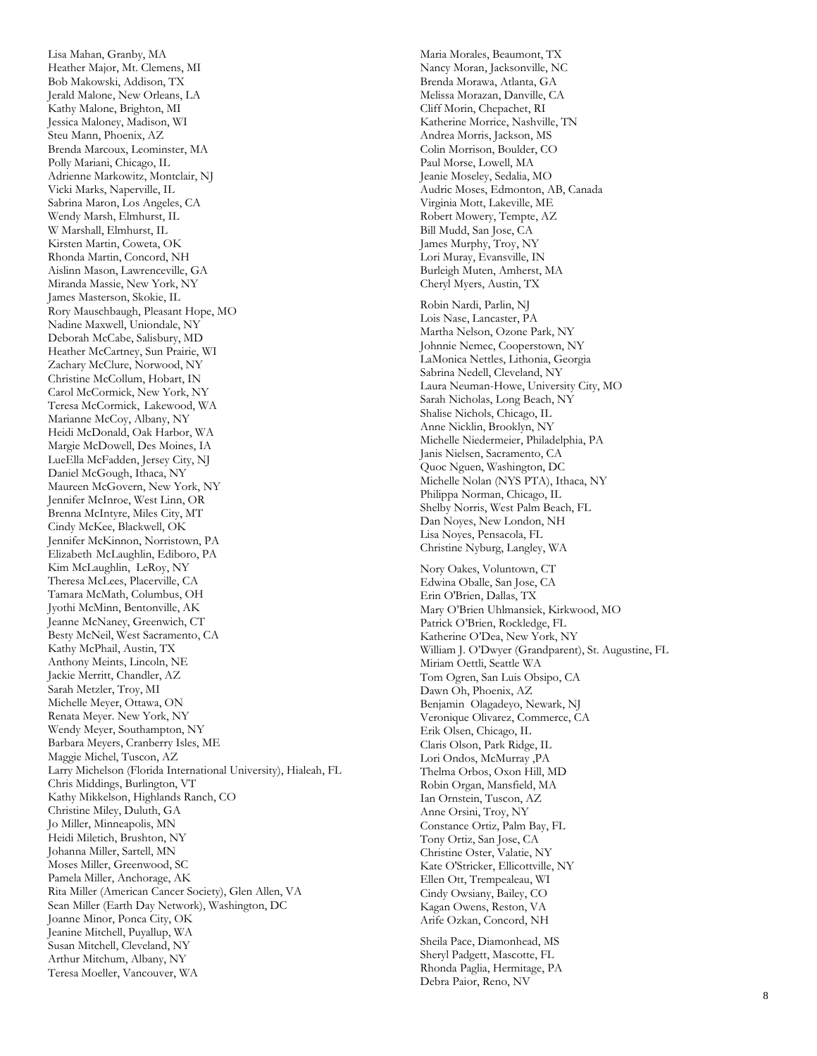Lisa Mahan, Granby, MA
Heather Major, Mt. Clemens, MI
Bob Makowski, Addison, TX
Jerald Malone, New Orleans, LA
Kathy Malone, Brighton, MI
Jessica Maloney, Madison, WI
Steu Mann, Phoenix, AZ
Brenda Marcoux, Leominster, MA
Polly Mariani, Chicago, IL
Adrienne Markowitz, Montclair, NJ
Vicki Marks, Naperville, IL
Sabrina Maron, Los Angeles, CA
Wendy Marsh, Elmhurst, IL
W Marshall, Elmhurst, IL
Kirsten Martin, Coweta, OK
Rhonda Martin, Concord, NH
Aislinn Mason, Lawrenceville, GA
Miranda Massie, New York, NY
James Masterson, Skokie, IL
Rory Mauschbaugh, Pleasant Hope, MO
Nadine Maxwell, Uniondale, NY
Deborah McCabe, Salisbury, MD
Heather McCartney, Sun Prairie, WI
Zachary McClure, Norwood, NY
Christine McCollum, Hobart, IN
Carol McCormick, New York, NY
Teresa McCormick, Lakewood, WA
Marianne McCoy, Albany, NY
Heidi McDonald, Oak Harbor, WA
Margie McDowell, Des Moines, IA
LueElla McFadden, Jersey City, NJ
Daniel McGough, Ithaca, NY
Maureen McGovern, New York, NY
Jennifer McInroe, West Linn, OR
Brenna McIntyre, Miles City, MT
Cindy McKee, Blackwell, OK
Jennifer McKinnon, Norristown, PA
Elizabeth McLaughlin, Ediboro, PA
Kim McLaughlin, LeRoy, NY
Theresa McLees, Placerville, CA
Tamara McMath, Columbus, OH
Jyothi McMinn, Bentonville, AK
Jeanne McNaney, Greenwich, CT
Besty McNeil, West Sacramento, CA
Kathy McPhail, Austin, TX
Anthony Meints, Lincoln, NE
Jackie Merritt, Chandler, AZ
Sarah Metzler, Troy, MI
Michelle Meyer, Ottawa, ON
Renata Meyer. New York, NY
Wendy Meyer, Southampton, NY
Barbara Meyers, Cranberry Isles, ME
Maggie Michel, Tuscon, AZ
Larry Michelson (Florida International University), Hialeah, FL
Chris Middings, Burlington, VT
Kathy Mikkelson, Highlands Ranch, CO
Christine Miley, Duluth, GA
Jo Miller, Minneapolis, MN
Heidi Miletich, Brushton, NY
Johanna Miller, Sartell, MN
Moses Miller, Greenwood, SC
Pamela Miller, Anchorage, AK
Rita Miller (American Cancer Society), Glen Allen, VA
Sean Miller (Earth Day Network), Washington, DC
Joanne Minor, Ponca City, OK
Jeanine Mitchell, Puyallup, WA
Susan Mitchell, Cleveland, NY
Arthur Mitchum, Albany, NY
Teresa Moeller, Vancouver, WA

Maria Morales, Beaumont, TX
Nancy Moran, Jacksonville, NC
Brenda Morawa, Atlanta, GA
Melissa Morazan, Danville, CA
Cliff Morin, Chepachet, RI
Katherine Morrice, Nashville, TN
Andrea Morris, Jackson, MS
Colin Morrison, Boulder, CO
Paul Morse, Lowell, MA
Jeanie Moseley, Sedalia, MO
Audric Moses, Edmonton, AB, Canada
Virginia Mott, Lakeville, ME
Robert Mowery, Tempte, AZ
Bill Mudd, San Jose, CA
James Murphy, Troy, NY
Lori Muray, Evansville, IN
Burleigh Muten, Amherst, MA
Cheryl Myers, Austin, TX

Robin Nardi, Parlin, NJ
Lois Nase, Lancaster, PA
Martha Nelson, Ozone Park, NY
Johnnie Nemec, Cooperstown, NY
LaMonica Nettles, Lithonia, Georgia
Sabrina Nedell, Cleveland, NY
Laura Neuman-Howe, University City, MO
Sarah Nicholas, Long Beach, NY
Shalise Nichols, Chicago, IL
Anne Nicklin, Brooklyn, NY
Michelle Niedermeier, Philadelphia, PA
Janis Nielsen, Sacramento, CA
Quoc Nguen, Washington, DC
Michelle Nolan (NYS PTA), Ithaca, NY
Philippa Norman, Chicago, IL
Shelby Norris, West Palm Beach, FL
Dan Noyes, New London, NH
Lisa Noyes, Pensacola, FL
Christine Nyburg, Langley, WA

Nory Oakes, Voluntown, CT
Edwina Oballe, San Jose, CA
Erin O'Brien, Dallas, TX
Mary O'Brien Uhlmansiek, Kirkwood, MO
Patrick O'Brien, Rockledge, FL
Katherine O'Dea, New York, NY
William J. O'Dwyer (Grandparent), St. Augustine, FL
Miriam Oettli, Seattle WA
Tom Ogren, San Luis Obsipo, CA
Dawn Oh, Phoenix, AZ
Benjamin Olagadeyo, Newark, NJ
Veronique Olivarez, Commerce, CA
Erik Olsen, Chicago, IL
Claris Olson, Park Ridge, IL
Lori Ondos, McMurray ,PA
Thelma Orbos, Oxon Hill, MD
Robin Organ, Mansfield, MA
Ian Ornstein, Tuscon, AZ
Anne Orsini, Troy, NY
Constance Ortiz, Palm Bay, FL
Tony Ortiz, San Jose, CA
Christine Oster, Valatie, NY
Kate O'Stricker, Ellicottville, NY
Ellen Ott, Trempealeau, WI
Cindy Owsiany, Bailey, CO
Kagan Owens, Reston, VA
Arife Ozkan, Concord, NH

Sheila Pace, Diamonhead, MS
Sheryl Padgett, Mascotte, FL
Rhonda Paglia, Hermitage, PA
Debra Paior, Reno, NV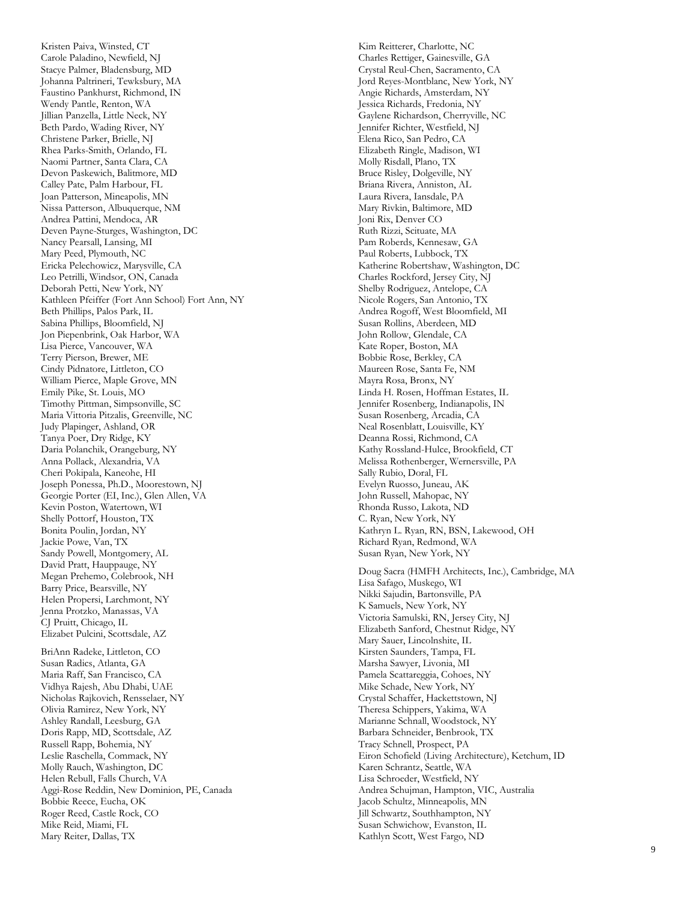Kristen Paiva, Winsted, CT
Carole Paladino, Newfield, NJ
Stacye Palmer, Bladensburg, MD
Johanna Paltrineri, Tewksbury, MA
Faustino Pankhurst, Richmond, IN
Wendy Pantle, Renton, WA
Jillian Panzella, Little Neck, NY
Beth Pardo, Wading River, NY
Christene Parker, Brielle, NJ
Rhea Parks-Smith, Orlando, FL
Naomi Partner, Santa Clara, CA
Devon Paskewich, Balitmore, MD
Calley Pate, Palm Harbour, FL
Joan Patterson, Mineapolis, MN
Nissa Patterson, Albuquerque, NM
Andrea Pattini, Mendoca, AR
Deven Payne-Sturges, Washington, DC
Nancy Pearsall, Lansing, MI
Mary Peed, Plymouth, NC
Ericka Pelechowicz, Marysville, CA
Leo Petrilli, Windsor, ON, Canada
Deborah Petti, New York, NY
Kathleen Pfeiffer (Fort Ann School) Fort Ann, NY
Beth Phillips, Palos Park, IL
Sabina Phillips, Bloomfield, NJ
Jon Piepenbrink, Oak Harbor, WA
Lisa Pierce, Vancouver, WA
Terry Pierson, Brewer, ME
Cindy Pidnatore, Littleton, CO
William Pierce, Maple Grove, MN
Emily Pike, St. Louis, MO
Timothy Pittman, Simpsonville, SC
Maria Vittoria Pitzalis, Greenville, NC
Judy Plapinger, Ashland, OR
Tanya Poer, Dry Ridge, KY
Daria Polanchik, Orangeburg, NY
Anna Pollack, Alexandria, VA
Cheri Pokipala, Kaneohe, HI
Joseph Ponessa, Ph.D., Moorestown, NJ
Georgie Porter (EI, Inc.), Glen Allen, VA
Kevin Poston, Watertown, WI
Shelly Pottorf, Houston, TX
Bonita Poulin, Jordan, NY
Jackie Powe, Van, TX
Sandy Powell, Montgomery, AL
David Pratt, Hauppauge, NY
Megan Prehemo, Colebrook, NH
Barry Price, Bearsville, NY
Helen Propersi, Larchmont, NY
Jenna Protzko, Manassas, VA
CJ Pruitt, Chicago, IL
Elizabet Pulcini, Scottsdale, AZ

BriAnn Radeke, Littleton, CO
Susan Radics, Atlanta, GA
Maria Raff, San Francisco, CA
Vidhya Rajesh, Abu Dhabi, UAE
Nicholas Rajkovich, Rensselaer, NY
Olivia Ramirez, New York, NY
Ashley Randall, Leesburg, GA
Doris Rapp, MD, Scottsdale, AZ
Russell Rapp, Bohemia, NY
Leslie Raschella, Commack, NY
Molly Rauch, Washington, DC
Helen Rebull, Falls Church, VA
Aggi-Rose Reddin, New Dominion, PE, Canada
Bobbie Reece, Eucha, OK
Roger Reed, Castle Rock, CO
Mike Reid, Miami, FL
Mary Reiter, Dallas, TX

Kim Reitterer, Charlotte, NC
Charles Rettiger, Gainesville, GA
Crystal Reul-Chen, Sacramento, CA
Jord Reyes-Montblanc, New York, NY
Angie Richards, Amsterdam, NY
Jessica Richards, Fredonia, NY
Gaylene Richardson, Cherryville, NC
Jennifer Richter, Westfield, NJ
Elena Rico, San Pedro, CA
Elizabeth Ringle, Madison, WI
Molly Risdall, Plano, TX
Bruce Risley, Dolgeville, NY
Briana Rivera, Anniston, AL
Laura Rivera, Iansdale, PA
Mary Rivkin, Baltimore, MD
Joni Rix, Denver CO
Ruth Rizzi, Scituate, MA
Pam Roberds, Kennesaw, GA
Paul Roberts, Lubbock, TX
Katherine Robertshaw, Washington, DC
Charles Rockford, Jersey City, NJ
Shelby Rodriguez, Antelope, CA
Nicole Rogers, San Antonio, TX
Andrea Rogoff, West Bloomfield, MI
Susan Rollins, Aberdeen, MD
John Rollow, Glendale, CA
Kate Roper, Boston, MA
Bobbie Rose, Berkley, CA
Maureen Rose, Santa Fe, NM
Mayra Rosa, Bronx, NY
Linda H. Rosen, Hoffman Estates, IL
Jennifer Rosenberg, Indianapolis, IN
Susan Rosenberg, Arcadia, CA
Neal Rosenblatt, Louisville, KY
Deanna Rossi, Richmond, CA
Kathy Rossland-Hulce, Brookfield, CT
Melissa Rothenberger, Wernersville, PA
Sally Rubio, Doral, FL
Evelyn Ruosso, Juneau, AK
John Russell, Mahopac, NY
Rhonda Russo, Lakota, ND
C. Ryan, New York, NY
Kathryn L. Ryan, RN, BSN, Lakewood, OH
Richard Ryan, Redmond, WA
Susan Ryan, New York, NY

Doug Sacra (HMFH Architects, Inc.), Cambridge, MA
Lisa Safago, Muskego, WI
Nikki Sajudin, Bartonsville, PA
K Samuels, New York, NY
Victoria Samulski, RN, Jersey City, NJ
Elizabeth Sanford, Chestnut Ridge, NY
Mary Sauer, Lincolnshite, IL
Kirsten Saunders, Tampa, FL
Marsha Sawyer, Livonia, MI
Pamela Scattareggia, Cohoes, NY
Mike Schade, New York, NY
Crystal Schaffer, Hackettstown, NJ
Theresa Schippers, Yakima, WA
Marianne Schnall, Woodstock, NY
Barbara Schneider, Benbrook, TX
Tracy Schnell, Prospect, PA
Eiron Schofield (Living Architecture), Ketchum, ID
Karen Schrantz, Seattle, WA
Lisa Schroeder, Westfield, NY
Andrea Schujman, Hampton, VIC, Australia
Jacob Schultz, Minneapolis, MN
Jill Schwartz, Southhampton, NY
Susan Schwichow, Evanston, IL
Kathlyn Scott, West Fargo, ND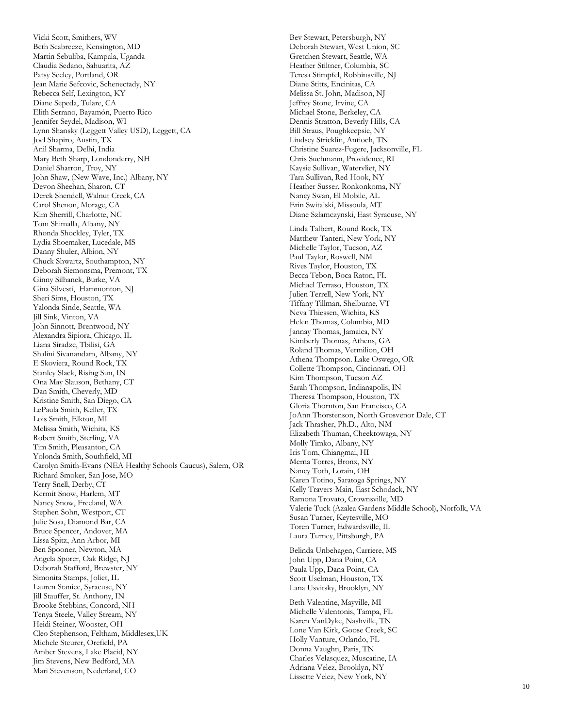Vicki Scott, Smithers, WV
Beth Seabreeze, Kensington, MD
Martin Sebuliba, Kampala, Uganda
Claudia Sedano, Sahuarita, AZ
Patsy Seeley, Portland, OR
Jean Marie Sefcovic, Schenectady, NY
Rebecca Self, Lexington, KY
Diane Sepeda, Tulare, CA
Elith Serrano, Bayamón, Puerto Rico
Jennifer Seydel, Madison, WI
Lynn Shansky (Leggett Valley USD), Leggett, CA
Joel Shapiro, Austin, TX
Anil Sharma, Delhi, India
Mary Beth Sharp, Londonderry, NH
Daniel Sharron, Troy, NY
John Shaw, (New Wave, Inc.) Albany, NY
Devon Sheehan, Sharon, CT
Derek Shendell, Walnut Creek, CA
Carol Shenon, Morage, CA
Kim Sherrill, Charlotte, NC
Tom Shimalla, Albany, NY
Rhonda Shockley, Tyler, TX
Lydia Shoemaker, Lucedale, MS
Danny Shuler, Albion, NY
Chuck Shwartz, Southampton, NY
Deborah Siemonsma, Premont, TX
Ginny Silhanek, Burke, VA
Gina Silvesti, Hammonton, NJ
Sheri Sims, Houston, TX
Yalonda Sinde, Seattle, WA
Jill Sink, Vinton, VA
John Sinnott, Brentwood, NY
Alexandra Sipiora, Chicago, IL
Liana Siradze, Tbilisi, GA
Shalini Sivanandam, Albany, NY
E Skoviera, Round Rock, TX
Stanley Slack, Rising Sun, IN
Ona May Slauson, Bethany, CT
Dan Smith, Cheverly, MD
Kristine Smith, San Diego, CA
LePaula Smith, Keller, TX
Lois Smith, Elkton, MI
Melissa Smith, Wichita, KS
Robert Smith, Sterling, VA
Tim Smith, Pleasanton, CA
Yolonda Smith, Southfield, MI
Carolyn Smith-Evans (NEA Healthy Schools Caucus), Salem, OR
Richard Smoker, San Jose, MO
Terry Snell, Derby, CT
Kermit Snow, Harlem, MT
Nancy Snow, Freeland, WA
Stephen Sohn, Westport, CT
Julie Sosa, Diamond Bar, CA
Bruce Spencer, Andover, MA
Lissa Spitz, Ann Arbor, MI
Ben Spooner, Newton, MA
Angela Sporer, Oak Ridge, NJ
Deborah Stafford, Brewster, NY
Simonita Stamps, Joliet, IL
Lauren Staniec, Syracuse, NY
Jill Stauffer, St. Anthony, IN
Brooke Stebbins, Concord, NH
Tenya Steele, Valley Stream, NY
Heidi Steiner, Wooster, OH
Cleo Stephenson, Feltham, Middlesex,UK
Michele Steurer, Orefield, PA
Amber Stevens, Lake Placid, NY
Jim Stevens, New Bedford, MA
Mari Stevenson, Nederland, CO
Bev Stewart, Petersburgh, NY
Deborah Stewart, West Union, SC
Gretchen Stewart, Seattle, WA
Heather Stiltner, Columbia, SC
Teresa Stimpfel, Robbinsville, NJ
Diane Stitts, Encinitas, CA
Melissa St. John, Madison, NJ
Jeffrey Stone, Irvine, CA
Michael Stone, Berkeley, CA
Dennis Stratton, Beverly Hills, CA
Bill Straus, Poughkeepsie, NY
Lindsey Stricklin, Antioch, TN
Christine Suarez-Fugere, Jacksonville, FL
Chris Suchmann, Providence, RI
Kaysie Sullivan, Watervliet, NY
Tara Sullivan, Red Hook, NY
Heather Susser, Ronkonkoma, NY
Nancy Swan, El Mobile, AL
Erin Switalski, Missoula, MT
Diane Szlamczynski, East Syracuse, NY

Linda Talbert, Round Rock, TX
Matthew Tanteri, New York, NY
Michelle Taylor, Tucson, AZ
Paul Taylor, Roswell, NM
Rives Taylor, Houston, TX
Becca Tebon, Boca Raton, FL
Michael Terraso, Houston, TX
Julien Terrell, New York, NY
Tiffany Tillman, Shelburne, VT
Neva Thiessen, Wichita, KS
Helen Thomas, Columbia, MD
Jannay Thomas, Jamaica, NY
Kimberly Thomas, Athens, GA
Roland Thomas, Vermilion, OH
Athena Thompson. Lake Oswego, OR
Collette Thompson, Cincinnati, OH
Kim Thompson, Tucson AZ
Sarah Thompson, Indianapolis, IN
Theresa Thompson, Houston, TX
Gloria Thornton, San Francisco, CA
JoAnn Thorstenson, North Grosvenor Dale, CT
Jack Thrasher, Ph.D., Alto, NM
Elizabeth Thuman, Cheektowaga, NY
Molly Timko, Albany, NY
Iris Tom, Chiangmai, HI
Merna Torres, Bronx, NY
Nancy Toth, Lorain, OH
Karen Totino, Saratoga Springs, NY
Kelly Travers-Main, East Schodack, NY
Ramona Trovato, Crownsville, MD
Valerie Tuck (Azalea Gardens Middle School), Norfolk, VA
Susan Turner, Keytesville, MO
Toren Turner, Edwardsville, IL
Laura Turney, Pittsburgh, PA

Belinda Unbehagen, Carriere, MS
John Upp, Dana Point, CA
Paula Upp, Dana Point, CA
Scott Uselman, Houston, TX
Lana Usvitsky, Brooklyn, NY

Beth Valentine, Mayville, MI
Michelle Valentonis, Tampa, FL
Karen VanDyke, Nashville, TN
Lone Van Kirk, Goose Creek, SC
Holly Vanture, Orlando, FL
Donna Vaughn, Paris, TN
Charles Velasquez, Muscatine, IA
Adriana Velez, Brooklyn, NY
Lissette Velez, New York, NY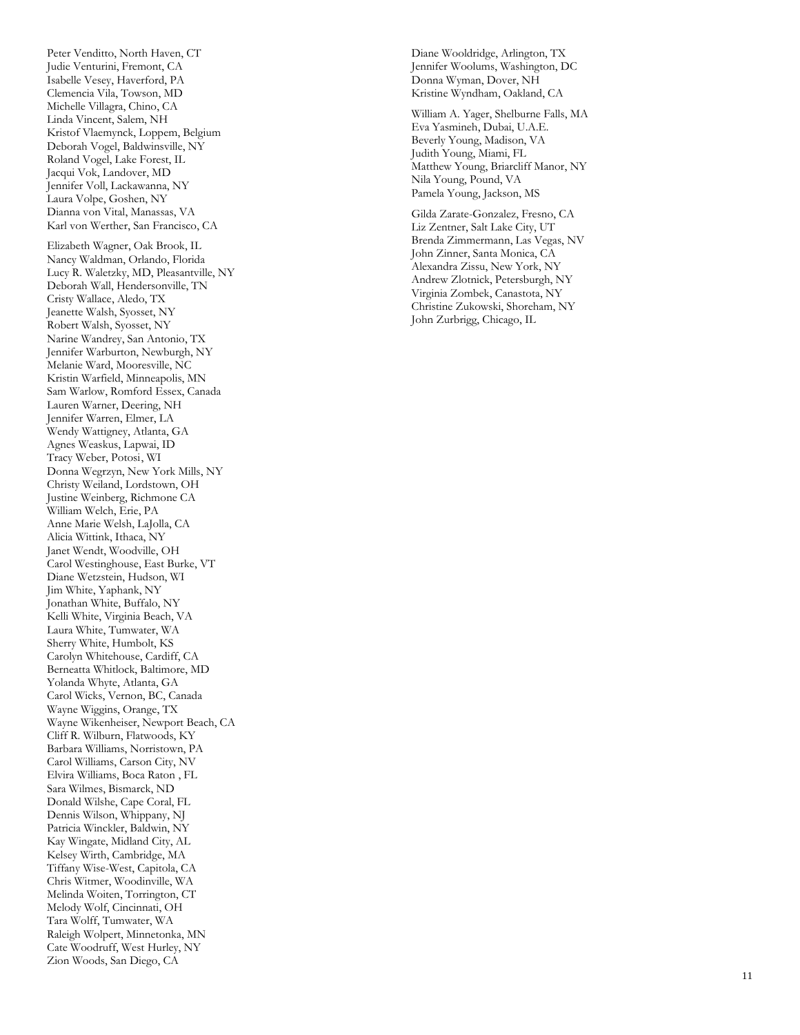Peter Venditto, North Haven, CT
Judie Venturini, Fremont, CA
Isabelle Vesey, Haverford, PA
Clemencia Vila, Towson, MD
Michelle Villagra, Chino, CA
Linda Vincent, Salem, NH
Kristof Vlaemynck, Loppem, Belgium
Deborah Vogel, Baldwinsville, NY
Roland Vogel, Lake Forest, IL
Jacqui Vok, Landover, MD
Jennifer Voll, Lackawanna, NY
Laura Volpe, Goshen, NY
Dianna von Vital, Manassas, VA
Karl von Werther, San Francisco, CA

Elizabeth Wagner, Oak Brook, IL
Nancy Waldman, Orlando, Florida
Lucy R. Waletzky, MD, Pleasantville, NY
Deborah Wall, Hendersonville, TN
Cristy Wallace, Aledo, TX
Jeanette Walsh, Syosset, NY
Robert Walsh, Syosset, NY
Narine Wandrey, San Antonio, TX
Jennifer Warburton, Newburgh, NY
Melanie Ward, Mooresville, NC
Kristin Warfield, Minneapolis, MN
Sam Warlow, Romford Essex, Canada
Lauren Warner, Deering, NH
Jennifer Warren, Elmer, LA
Wendy Wattigney, Atlanta, GA
Agnes Weaskus, Lapwai, ID
Tracy Weber, Potosi, WI
Donna Wegrzyn, New York Mills, NY
Christy Weiland, Lordstown, OH
Justine Weinberg, Richmone CA
William Welch, Erie, PA
Anne Marie Welsh, LaJolla, CA
Alicia Wittink, Ithaca, NY
Janet Wendt, Woodville, OH
Carol Westinghouse, East Burke, VT
Diane Wetzstein, Hudson, WI
Jim White, Yaphank, NY
Jonathan White, Buffalo, NY
Kelli White, Virginia Beach, VA
Laura White, Tumwater, WA
Sherry White, Humbolt, KS
Carolyn Whitehouse, Cardiff, CA
Berneatta Whitlock, Baltimore, MD
Yolanda Whyte, Atlanta, GA
Carol Wicks, Vernon, BC, Canada
Wayne Wiggins, Orange, TX
Wayne Wikenheiser, Newport Beach, CA
Cliff R. Wilburn, Flatwoods, KY
Barbara Williams, Norristown, PA
Carol Williams, Carson City, NV
Elvira Williams, Boca Raton , FL
Sara Wilmes, Bismarck, ND
Donald Wilshe, Cape Coral, FL
Dennis Wilson, Whippany, NJ
Patricia Winckler, Baldwin, NY
Kay Wingate, Midland City, AL
Kelsey Wirth, Cambridge, MA
Tiffany Wise-West, Capitola, CA
Chris Witmer, Woodinville, WA
Melinda Woiten, Torrington, CT
Melody Wolf, Cincinnati, OH
Tara Wolff, Tumwater, WA
Raleigh Wolpert, Minnetonka, MN
Cate Woodruff, West Hurley, NY
Zion Woods, San Diego, CA

Diane Wooldridge, Arlington, TX
Jennifer Woolums, Washington, DC
Donna Wyman, Dover, NH
Kristine Wyndham, Oakland, CA

William A. Yager, Shelburne Falls, MA
Eva Yasmineh, Dubai, U.A.E.
Beverly Young, Madison, VA
Judith Young, Miami, FL
Matthew Young, Briarcliff Manor, NY
Nila Young, Pound, VA
Pamela Young, Jackson, MS

Gilda Zarate-Gonzalez, Fresno, CA
Liz Zentner, Salt Lake City, UT
Brenda Zimmermann, Las Vegas, NV
John Zinner, Santa Monica, CA
Alexandra Zissu, New York, NY
Andrew Zlotnick, Petersburgh, NY
Virginia Zombek, Canastota, NY
Christine Zukowski, Shoreham, NY
John Zurbrigg, Chicago, IL